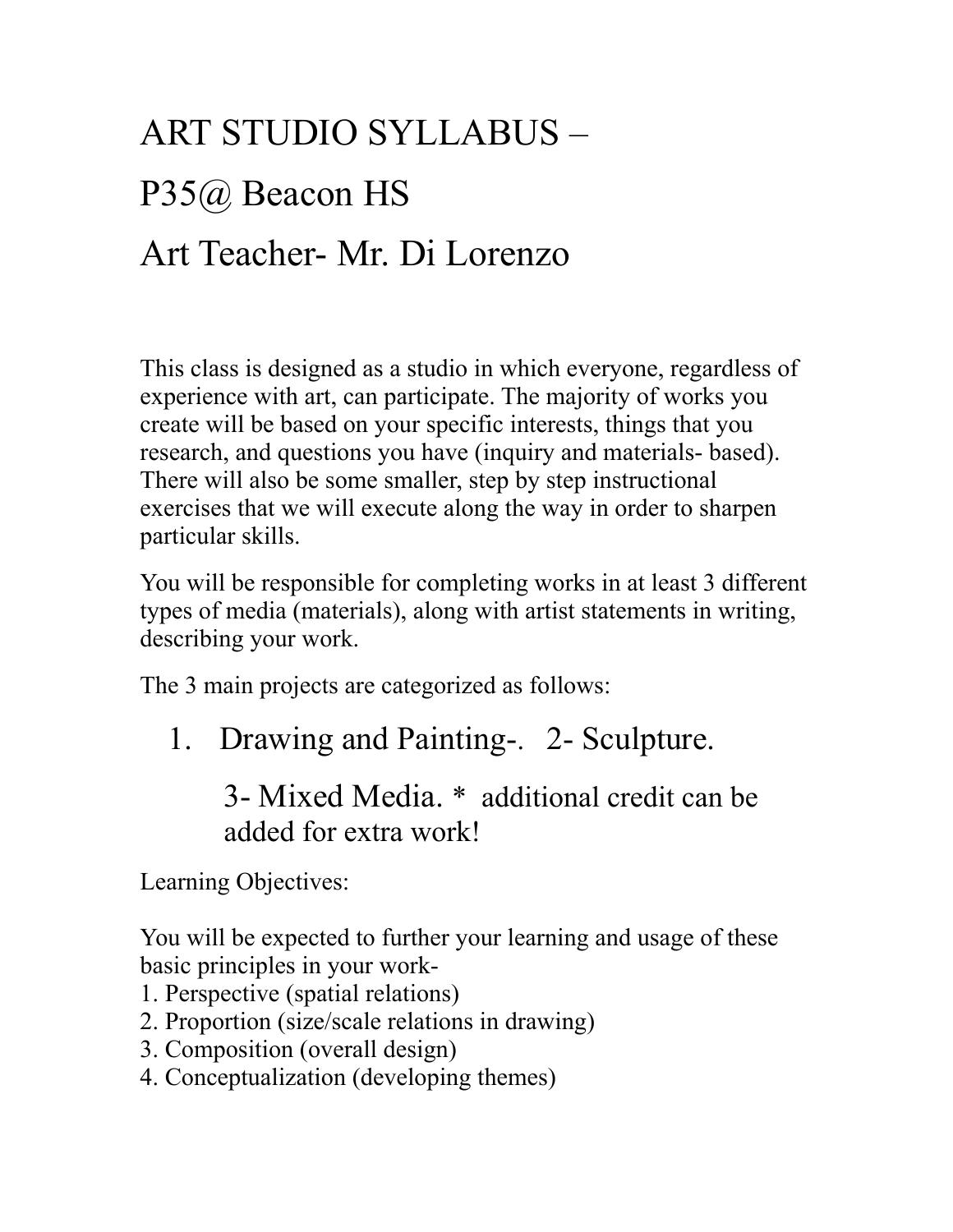# ART STUDIO SYLLABUS –

# P35@ Beacon HS

# Art Teacher- Mr. Di Lorenzo

This class is designed as a studio in which everyone, regardless of experience with art, can participate. The majority of works you create will be based on your specific interests, things that you research, and questions you have (inquiry and materials- based). There will also be some smaller, step by step instructional exercises that we will execute along the way in order to sharpen particular skills.

You will be responsible for completing works in at least 3 different types of media (materials), along with artist statements in writing, describing your work.

The 3 main projects are categorized as follows:

1. Drawing and Painting-. 2- Sculpture.

   3- Mixed Media. * additional credit can be added for extra work!

Learning Objectives:

You will be expected to further your learning and usage of these basic principles in your work-
1. Perspective (spatial relations)
2. Proportion (size/scale relations in drawing)
3. Composition (overall design)
4. Conceptualization (developing themes)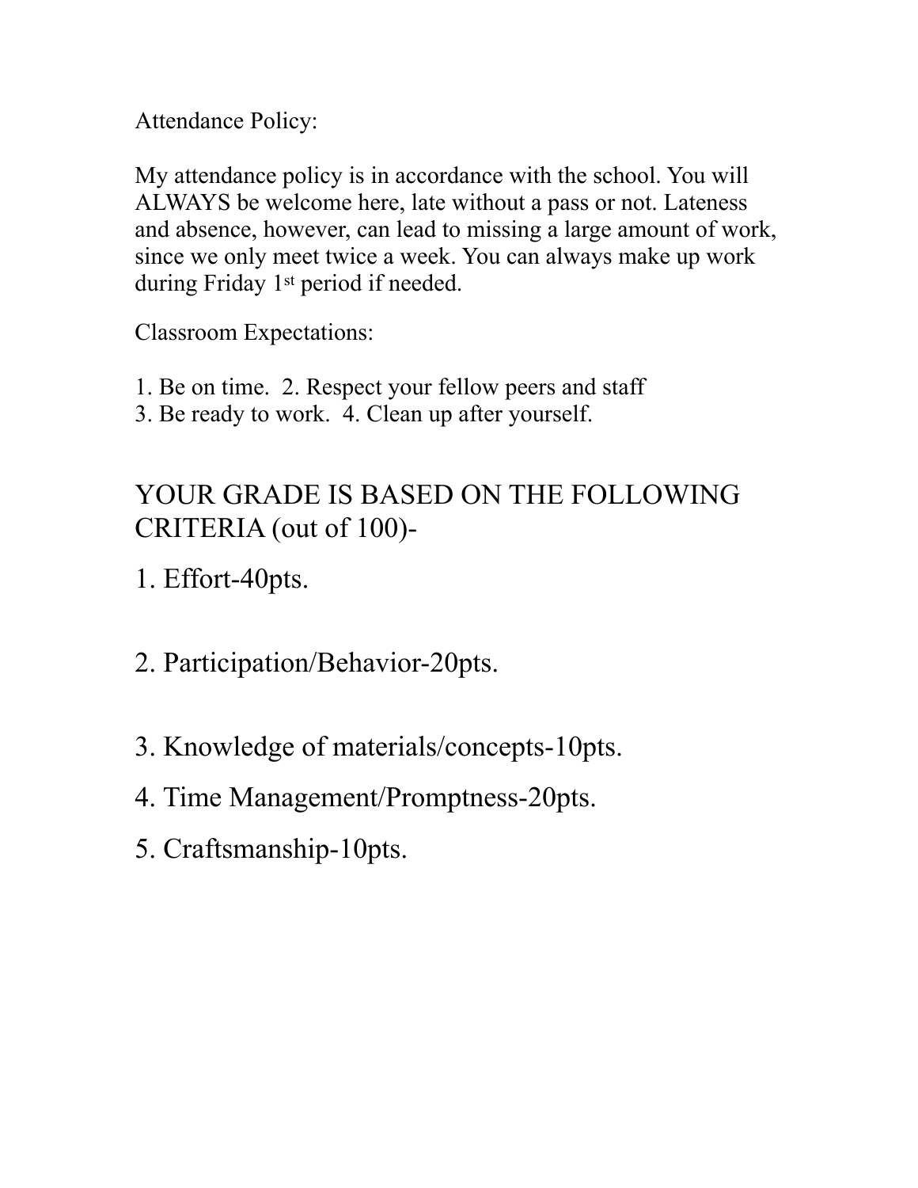Attendance Policy:

My attendance policy is in accordance with the school. You will ALWAYS be welcome here, late without a pass or not. Lateness and absence, however, can lead to missing a large amount of work, since we only meet twice a week. You can always make up work during Friday 1st period if needed.

Classroom Expectations:

1. Be on time. 2. Respect your fellow peers and staff
3. Be ready to work. 4. Clean up after yourself.

## YOUR GRADE IS BASED ON THE FOLLOWING CRITERIA (out of 100)-

1. Effort-40pts.
2. Participation/Behavior-20pts.
3. Knowledge of materials/concepts-10pts.
4. Time Management/Promptness-20pts.
5. Craftsmanship-10pts.